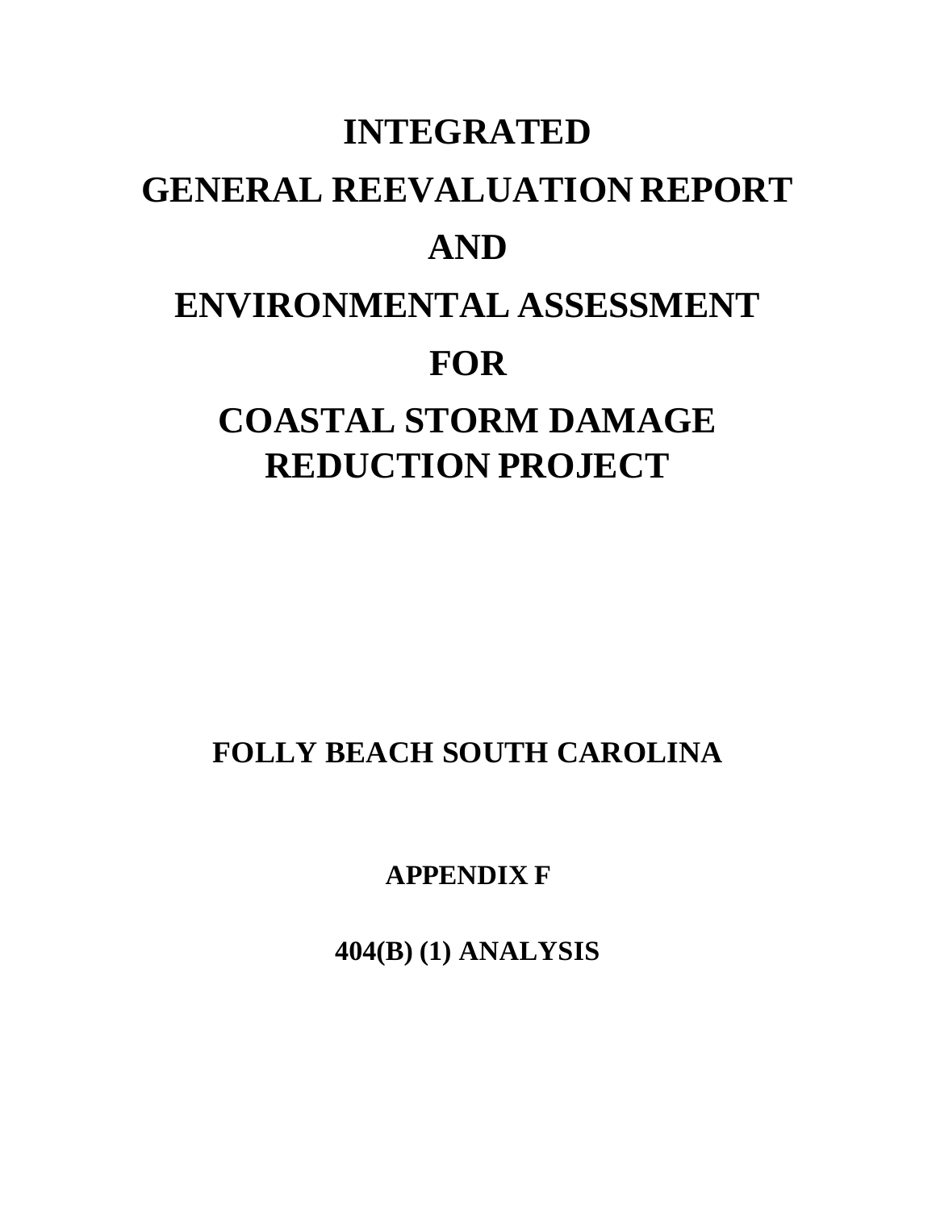# INTEGRATED

# GENERAL REEVALUATION REPORT

# AND

# ENVIRONMENTAL ASSESSMENT

# FOR

# COASTAL STORM DAMAGE REDUCTION PROJECT

## FOLLY BEACH SOUTH CAROLINA

### APPENDIX F

### 404(B) (1) ANALYSIS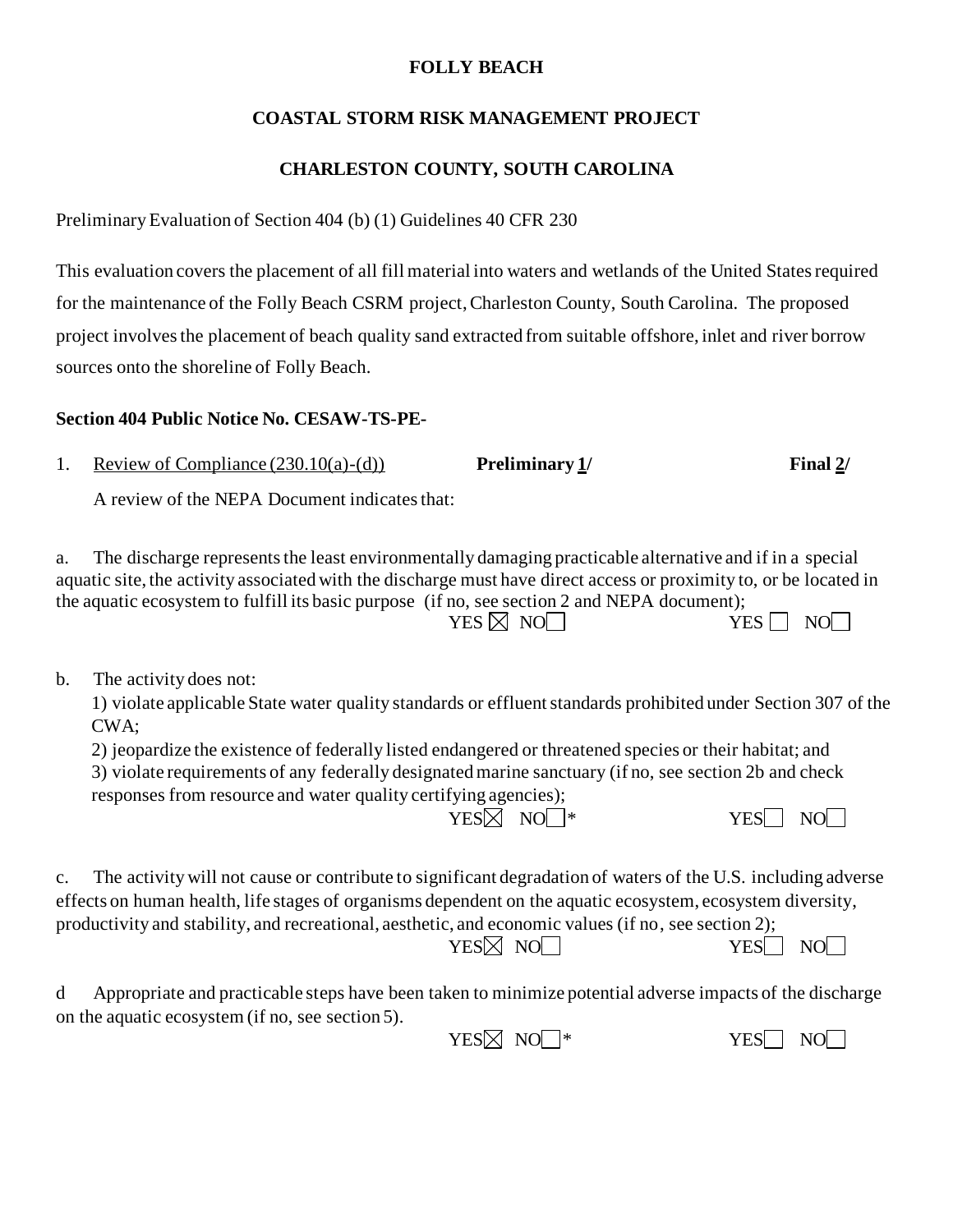**FOLLY BEACH**

**COASTAL STORM RISK MANAGEMENT PROJECT**

**CHARLESTON COUNTY, SOUTH CAROLINA**

Preliminary Evaluation of Section 404 (b) (1) Guidelines 40 CFR 230

This evaluation covers the placement of all fill material into waters and wetlands of the United States required for the maintenance of the Folly Beach CSRM project, Charleston County, South Carolina. The proposed project involves the placement of beach quality sand extracted from suitable offshore, inlet and river borrow sources onto the shoreline of Folly Beach.

**Section 404 Public Notice No. CESAW-TS-PE-**

1. Review of Compliance (230.10(a)-(d)) **Preliminary 1/** **Final 2/**

   A review of the NEPA Document indicates that:

a. The discharge represents the least environmentally damaging practicable alternative and if in a special aquatic site, the activity associated with the discharge must have direct access or proximity to, or be located in the aquatic ecosystem to fulfill its basic purpose (if no, see section 2 and NEPA document);

| | Preliminary | Final |
|---|---|---|
| a. | YES ☒ NO ☐ | YES ☐ NO ☐ |

b. The activity does not:

1) violate applicable State water quality standards or effluent standards prohibited under Section 307 of the CWA;

2) jeopardize the existence of federally listed endangered or threatened species or their habitat; and

3) violate requirements of any federally designated marine sanctuary (if no, see section 2b and check responses from resource and water quality certifying agencies);

| | Preliminary | Final |
|---|---|---|
| b. | YES ☒ NO ☐* | YES ☐ NO ☐ |

c. The activity will not cause or contribute to significant degradation of waters of the U.S. including adverse effects on human health, life stages of organisms dependent on the aquatic ecosystem, ecosystem diversity, productivity and stability, and recreational, aesthetic, and economic values (if no, see section 2);

| | Preliminary | Final |
|---|---|---|
| c. | YES ☒ NO ☐ | YES ☐ NO ☐ |

d Appropriate and practicable steps have been taken to minimize potential adverse impacts of the discharge on the aquatic ecosystem (if no, see section 5).

| | Preliminary | Final |
|---|---|---|
| d | YES ☒ NO ☐* | YES ☐ NO ☐ |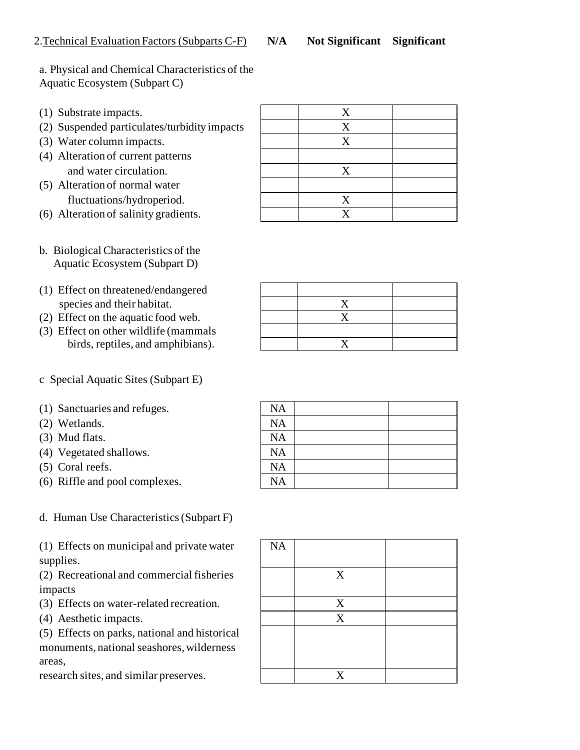2. Technical Evaluation Factors (Subparts C-F)

**a. Physical and Chemical Characteristics of the Aquatic Ecosystem (Subpart C)**

| Factor | N/A | Not Significant | Significant |
|---|---|---|---|
| (1) Substrate impacts. | | X | |
| (2) Suspended particulates/turbidity impacts | | X | |
| (3) Water column impacts. | | X | |
| (4) Alteration of current patterns and water circulation. | | X | |
| (5) Alteration of normal water fluctuations/hydroperiod. | | X | |
| (6) Alteration of salinity gradients. | | X | |

**b. Biological Characteristics of the Aquatic Ecosystem (Subpart D)**

| Factor | N/A | Not Significant | Significant |
|---|---|---|---|
| (1) Effect on threatened/endangered species and their habitat. | | X | |
| (2) Effect on the aquatic food web. | | X | |
| (3) Effect on other wildlife (mammals birds, reptiles, and amphibians). | | X | |

**c Special Aquatic Sites (Subpart E)**

| Factor | N/A | Not Significant | Significant |
|---|---|---|---|
| (1) Sanctuaries and refuges. | NA | | |
| (2) Wetlands. | NA | | |
| (3) Mud flats. | NA | | |
| (4) Vegetated shallows. | NA | | |
| (5) Coral reefs. | NA | | |
| (6) Riffle and pool complexes. | NA | | |

**d. Human Use Characteristics (Subpart F)**

| Factor | N/A | Not Significant | Significant |
|---|---|---|---|
| (1) Effects on municipal and private water supplies. | NA | | |
| (2) Recreational and commercial fisheries impacts | | X | |
| (3) Effects on water-related recreation. | | X | |
| (4) Aesthetic impacts. | | X | |
| (5) Effects on parks, national and historical monuments, national seashores, wilderness areas, research sites, and similar preserves. | | X | |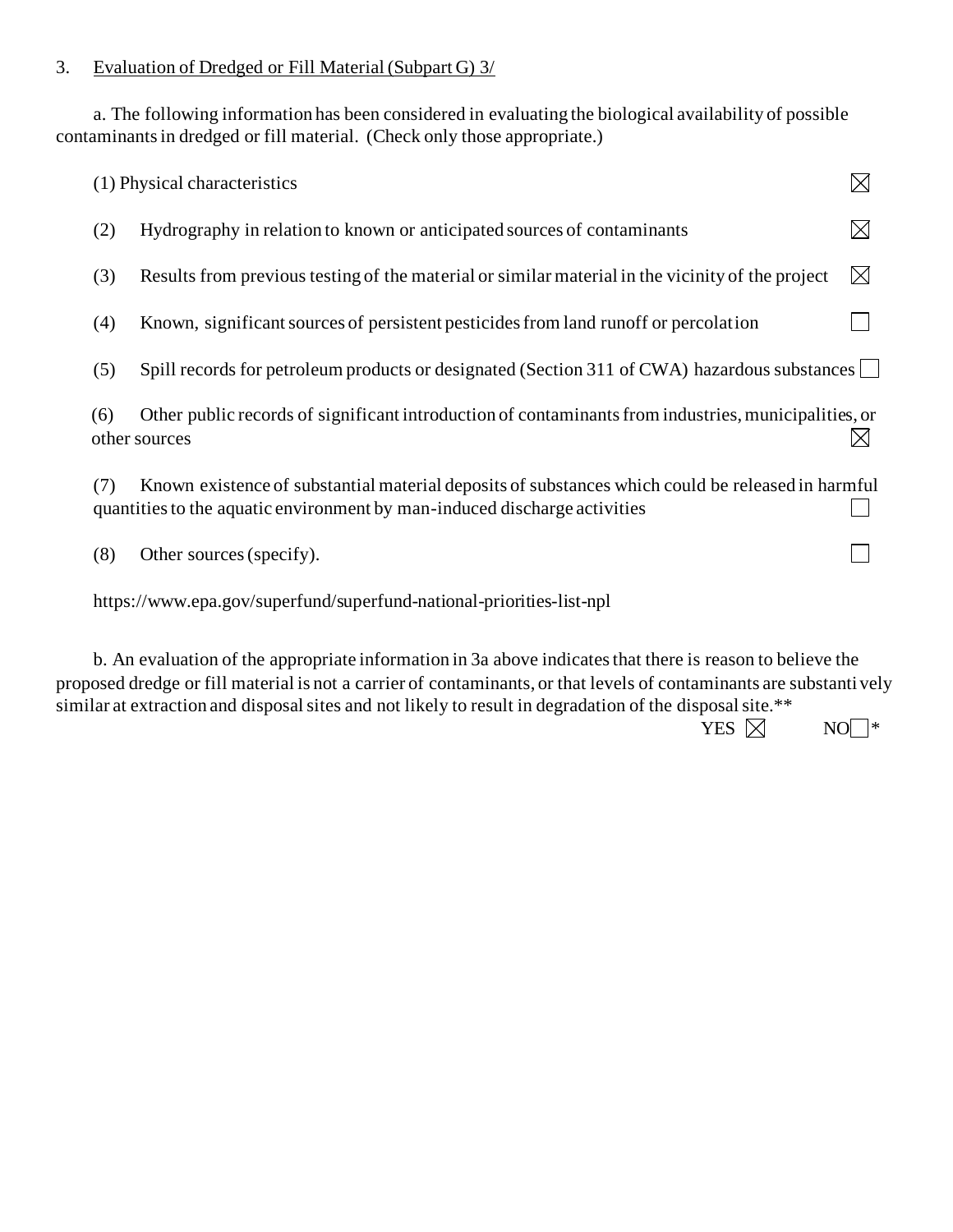3. Evaluation of Dredged or Fill Material (Subpart G) 3/

a. The following information has been considered in evaluating the biological availability of possible contaminants in dredged or fill material. (Check only those appropriate.)

(1) Physical characteristics ☒

(2) Hydrography in relation to known or anticipated sources of contaminants ☒

(3) Results from previous testing of the material or similar material in the vicinity of the project ☒

(4) Known, significant sources of persistent pesticides from land runoff or percolation ☐

(5) Spill records for petroleum products or designated (Section 311 of CWA) hazardous substances ☐

(6) Other public records of significant introduction of contaminants from industries, municipalities, or other sources ☒

(7) Known existence of substantial material deposits of substances which could be released in harmful quantities to the aquatic environment by man-induced discharge activities ☐

(8) Other sources (specify). ☐

https://www.epa.gov/superfund/superfund-national-priorities-list-npl

b. An evaluation of the appropriate information in 3a above indicates that there is reason to believe the proposed dredge or fill material is not a carrier of contaminants, or that levels of contaminants are substantively similar at extraction and disposal sites and not likely to result in degradation of the disposal site.**

YES ☒ NO ☐*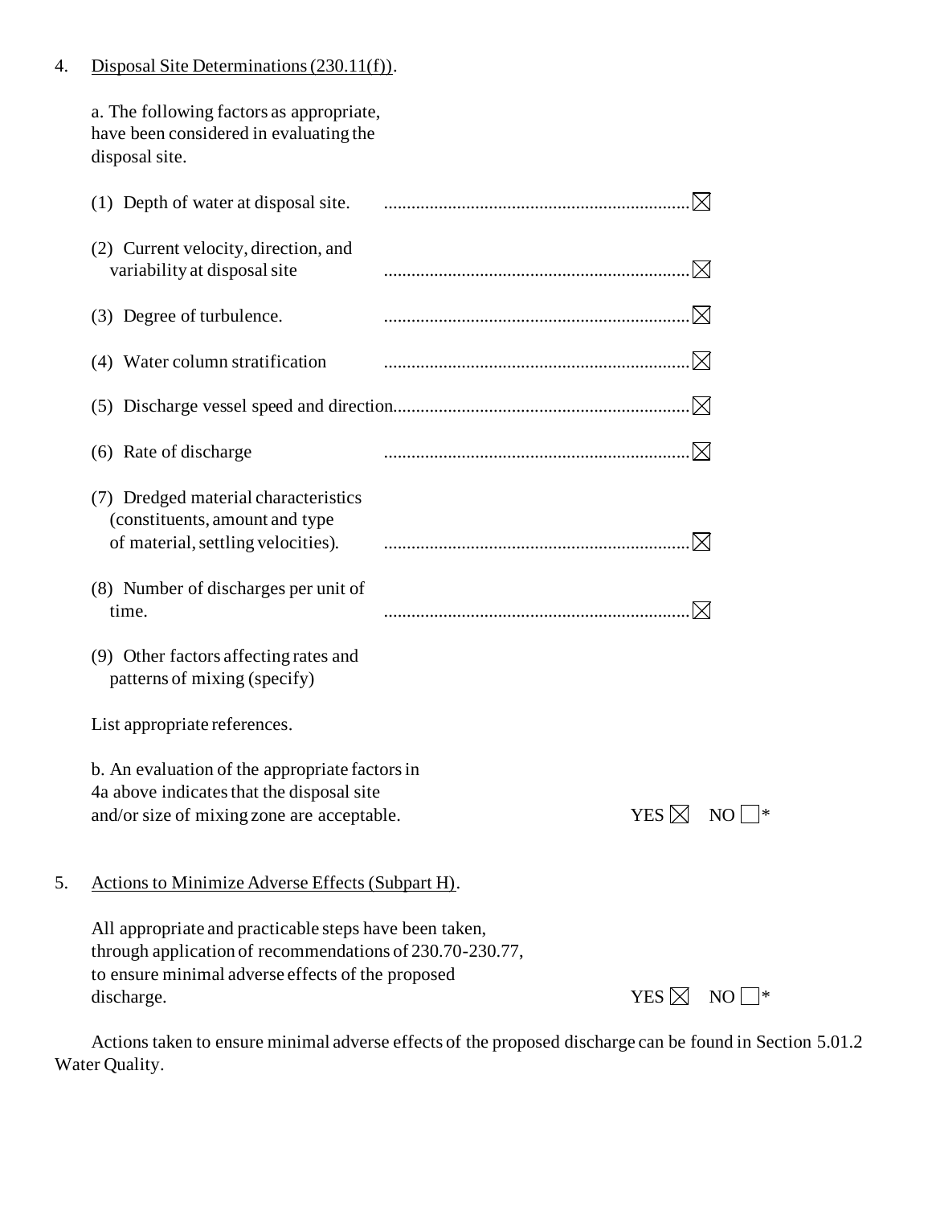4. Disposal Site Determinations (230.11(f)).

a. The following factors as appropriate, have been considered in evaluating the disposal site.

(1) Depth of water at disposal site. .................................................................. ☒

(2) Current velocity, direction, and variability at disposal site .................................................................. ☒

(3) Degree of turbulence. .................................................................. ☒

(4) Water column stratification .................................................................. ☒

(5) Discharge vessel speed and direction................................................................ ☒

(6) Rate of discharge .................................................................. ☒

(7) Dredged material characteristics (constituents, amount and type of material, settling velocities). .................................................................. ☒

(8) Number of discharges per unit of time. .................................................................. ☒

(9) Other factors affecting rates and patterns of mixing (specify)

List appropriate references.

b. An evaluation of the appropriate factors in 4a above indicates that the disposal site and/or size of mixing zone are acceptable. YES ☒ NO ☐*

5. Actions to Minimize Adverse Effects (Subpart H).

All appropriate and practicable steps have been taken, through application of recommendations of 230.70-230.77, to ensure minimal adverse effects of the proposed discharge. YES ☒ NO ☐*

Actions taken to ensure minimal adverse effects of the proposed discharge can be found in Section 5.01.2 Water Quality.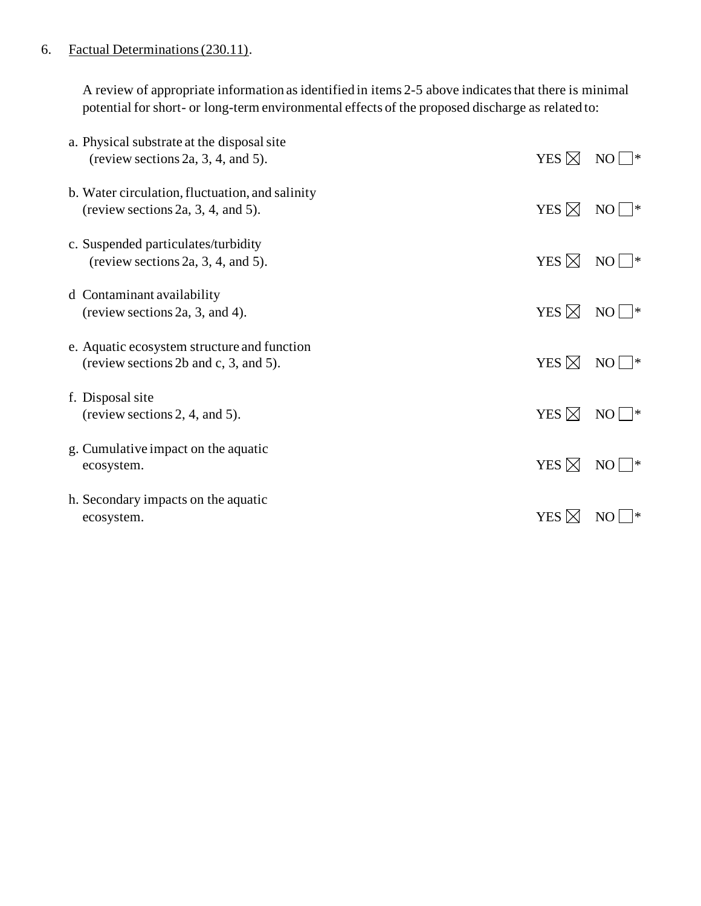6. Factual Determinations (230.11).

A review of appropriate information as identified in items 2-5 above indicates that there is minimal potential for short- or long-term environmental effects of the proposed discharge as related to:

a. Physical substrate at the disposal site (review sections 2a, 3, 4, and 5). YES ☒ NO ☐*

b. Water circulation, fluctuation, and salinity (review sections 2a, 3, 4, and 5). YES ☒ NO ☐*

c. Suspended particulates/turbidity (review sections 2a, 3, 4, and 5). YES ☒ NO ☐*

d Contaminant availability (review sections 2a, 3, and 4). YES ☒ NO ☐*

e. Aquatic ecosystem structure and function (review sections 2b and c, 3, and 5). YES ☒ NO ☐*

f. Disposal site (review sections 2, 4, and 5). YES ☒ NO ☐*

g. Cumulative impact on the aquatic ecosystem. YES ☒ NO ☐*

h. Secondary impacts on the aquatic ecosystem. YES ☒ NO ☐*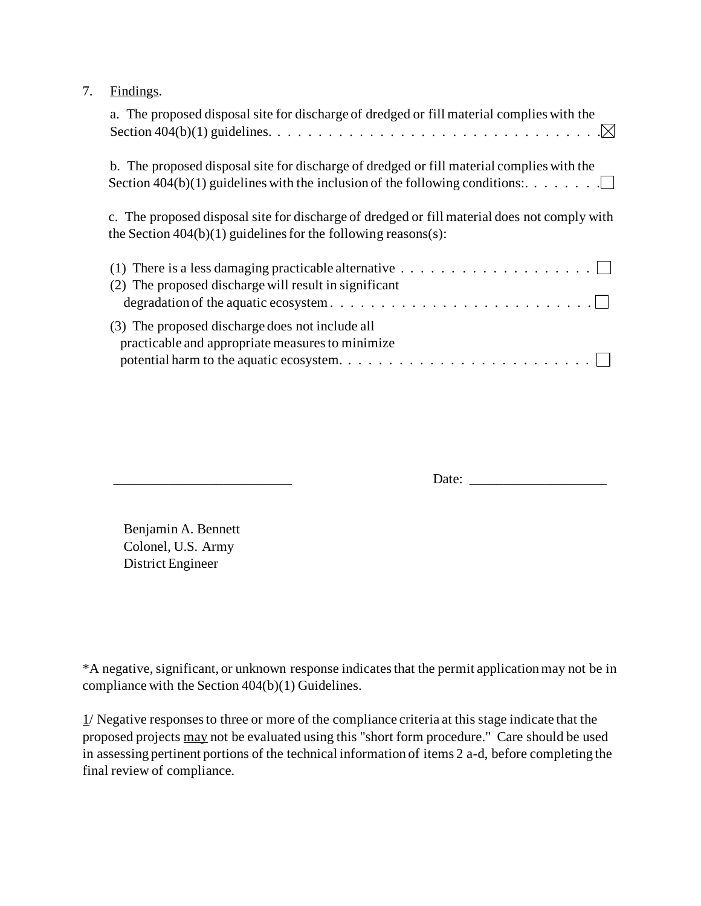7. Findings.

a. The proposed disposal site for discharge of dredged or fill material complies with the Section 404(b)(1) guidelines. . . . . . . . . . . . . . . . . . . . . . . . . . . . . . . . ☒

b. The proposed disposal site for discharge of dredged or fill material complies with the Section 404(b)(1) guidelines with the inclusion of the following conditions:. . . . . . . . ☐

c. The proposed disposal site for discharge of dredged or fill material does not comply with the Section 404(b)(1) guidelines for the following reasons(s):

(1) There is a less damaging practicable alternative . . . . . . . . . . . . . . . . . . . ☐

(2) The proposed discharge will result in significant degradation of the aquatic ecosystem . . . . . . . . . . . . . . . . . . . . . . . . . ☐

(3) The proposed discharge does not include all practicable and appropriate measures to minimize potential harm to the aquatic ecosystem. . . . . . . . . . . . . . . . . . . . . . . . . . ☐

\_\_\_\_\_\_\_\_\_\_\_\_\_\_\_\_\_\_\_\_\_\_\_\_\_\_ Date: \_\_\_\_\_\_\_\_\_\_\_\_\_\_\_\_\_\_\_\_

Benjamin A. Bennett
Colonel, U.S. Army
District Engineer

*A negative, significant, or unknown response indicates that the permit application may not be in compliance with the Section 404(b)(1) Guidelines.

1/ Negative responses to three or more of the compliance criteria at this stage indicate that the proposed projects *may* not be evaluated using this "short form procedure." Care should be used in assessing pertinent portions of the technical information of items 2 a-d, before completing the final review of compliance.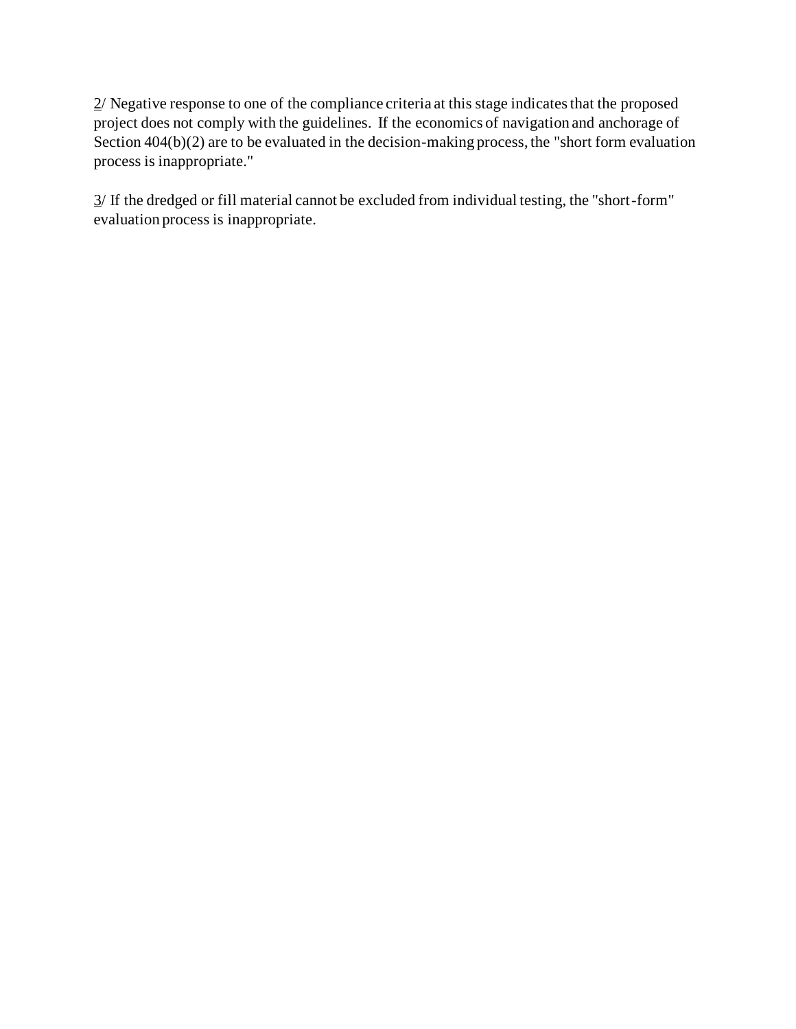2/ Negative response to one of the compliance criteria at this stage indicates that the proposed project does not comply with the guidelines. If the economics of navigation and anchorage of Section 404(b)(2) are to be evaluated in the decision-making process, the "short form evaluation process is inappropriate."

3/ If the dredged or fill material cannot be excluded from individual testing, the "short-form" evaluation process is inappropriate.